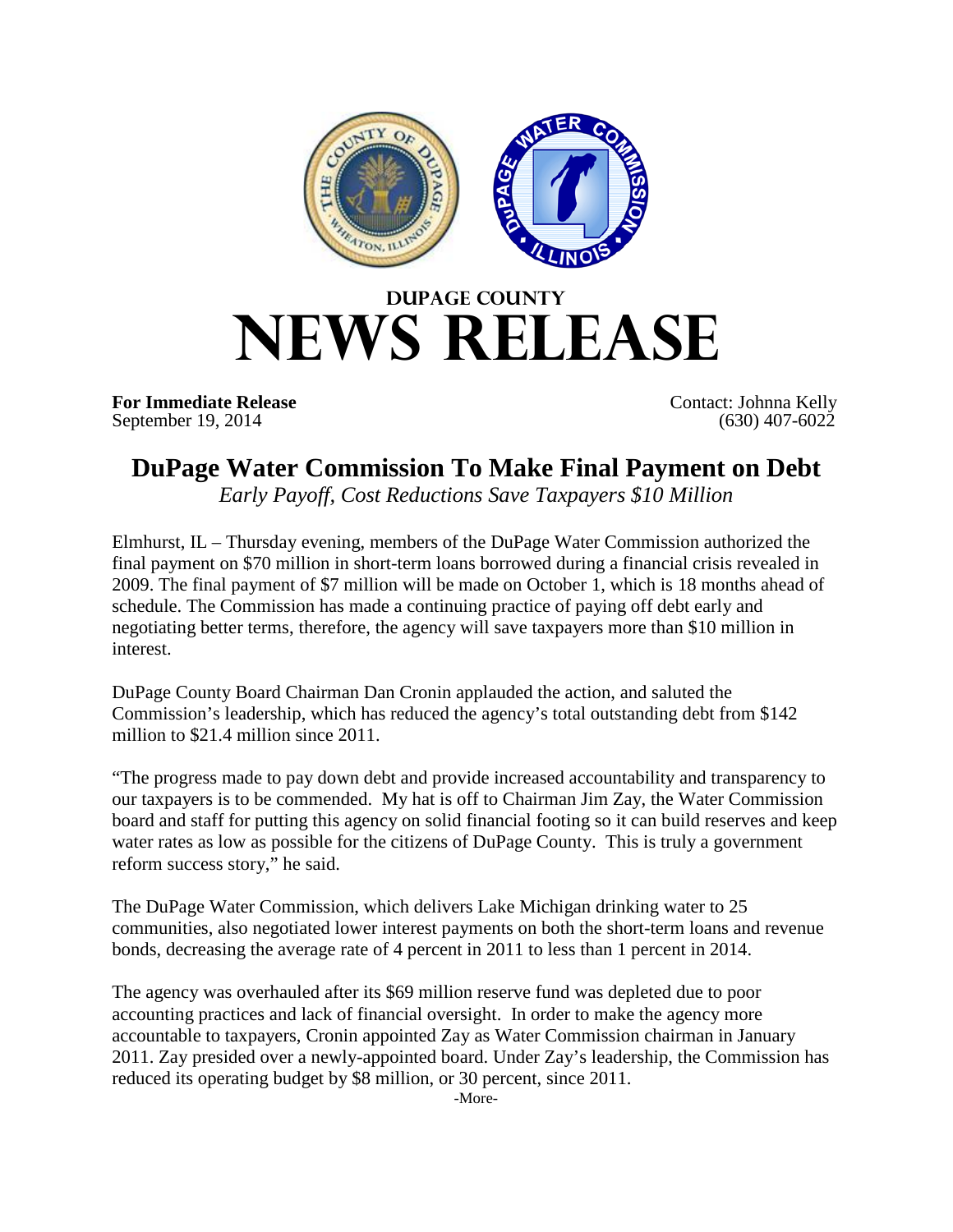# DUPAGE COUNTY
# NEWS RELEASE

**For Immediate Release**
September 19, 2014

Contact: Johnna Kelly
(630) 407-6022

## DuPage Water Commission To Make Final Payment on Debt

*Early Payoff, Cost Reductions Save Taxpayers $10 Million*

Elmhurst, IL – Thursday evening, members of the DuPage Water Commission authorized the final payment on $70 million in short-term loans borrowed during a financial crisis revealed in 2009. The final payment of $7 million will be made on October 1, which is 18 months ahead of schedule. The Commission has made a continuing practice of paying off debt early and negotiating better terms, therefore, the agency will save taxpayers more than $10 million in interest.

DuPage County Board Chairman Dan Cronin applauded the action, and saluted the Commission's leadership, which has reduced the agency's total outstanding debt from $142 million to $21.4 million since 2011.

"The progress made to pay down debt and provide increased accountability and transparency to our taxpayers is to be commended. My hat is off to Chairman Jim Zay, the Water Commission board and staff for putting this agency on solid financial footing so it can build reserves and keep water rates as low as possible for the citizens of DuPage County. This is truly a government reform success story," he said.

The DuPage Water Commission, which delivers Lake Michigan drinking water to 25 communities, also negotiated lower interest payments on both the short-term loans and revenue bonds, decreasing the average rate of 4 percent in 2011 to less than 1 percent in 2014.

The agency was overhauled after its $69 million reserve fund was depleted due to poor accounting practices and lack of financial oversight. In order to make the agency more accountable to taxpayers, Cronin appointed Zay as Water Commission chairman in January 2011. Zay presided over a newly-appointed board. Under Zay's leadership, the Commission has reduced its operating budget by $8 million, or 30 percent, since 2011.

-More-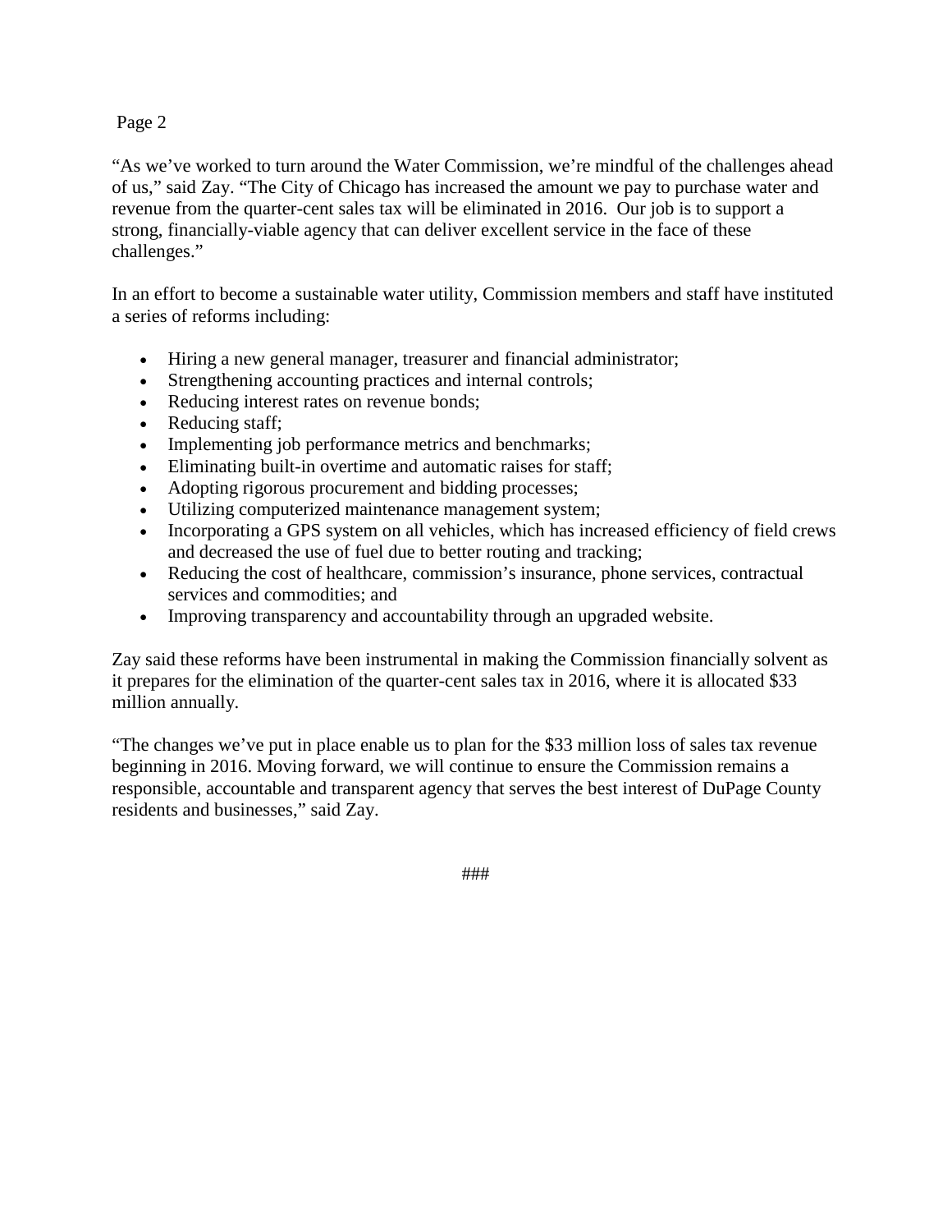"As we've worked to turn around the Water Commission, we're mindful of the challenges ahead of us," said Zay. "The City of Chicago has increased the amount we pay to purchase water and revenue from the quarter-cent sales tax will be eliminated in 2016. Our job is to support a strong, financially-viable agency that can deliver excellent service in the face of these challenges."

In an effort to become a sustainable water utility, Commission members and staff have instituted a series of reforms including:

- Hiring a new general manager, treasurer and financial administrator;
- Strengthening accounting practices and internal controls;
- Reducing interest rates on revenue bonds;
- Reducing staff;
- Implementing job performance metrics and benchmarks;
- Eliminating built-in overtime and automatic raises for staff;
- Adopting rigorous procurement and bidding processes;
- Utilizing computerized maintenance management system;
- Incorporating a GPS system on all vehicles, which has increased efficiency of field crews and decreased the use of fuel due to better routing and tracking;
- Reducing the cost of healthcare, commission's insurance, phone services, contractual services and commodities; and
- Improving transparency and accountability through an upgraded website.

Zay said these reforms have been instrumental in making the Commission financially solvent as it prepares for the elimination of the quarter-cent sales tax in 2016, where it is allocated $33 million annually.

"The changes we've put in place enable us to plan for the $33 million loss of sales tax revenue beginning in 2016. Moving forward, we will continue to ensure the Commission remains a responsible, accountable and transparent agency that serves the best interest of DuPage County residents and businesses," said Zay.

###